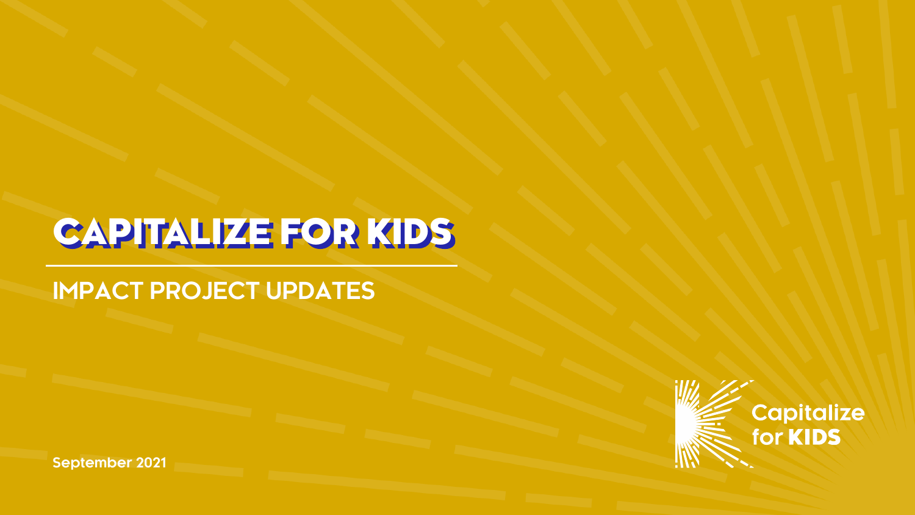# CAPITALIZE FOR KIDS

## IMPACT PROJECT UPDATES

September 2021

Capitalize for KIDS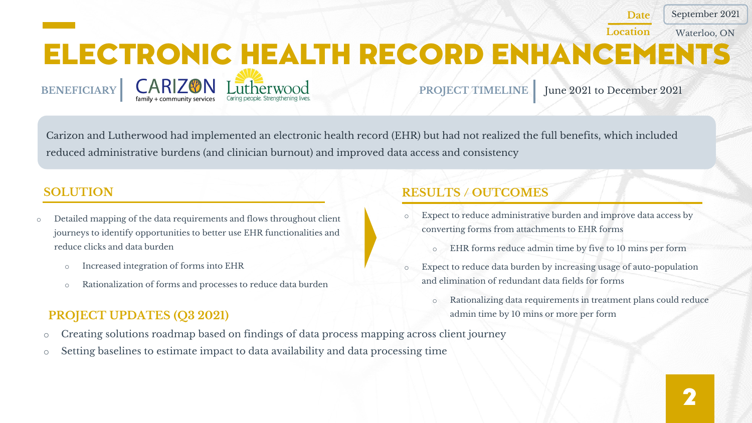# ELECTRONIC HEALTH RECORD ENHANCEMENTS

**Date** September 2021

**Location** Waterloo, ON

**BENEFICIARY** | CARIZON family + community services | Lutherwood Caring people. Strengthening lives.

**PROJECT TIMELINE** | June 2021 to December 2021

Carizon and Lutherwood had implemented an electronic health record (EHR) but had not realized the full benefits, which included reduced administrative burdens (and clinician burnout) and improved data access and consistency

## SOLUTION

- Detailed mapping of the data requirements and flows throughout client journeys to identify opportunities to better use EHR functionalities and reduce clicks and data burden
  - Increased integration of forms into EHR
  - Rationalization of forms and processes to reduce data burden

## RESULTS / OUTCOMES

- Expect to reduce administrative burden and improve data access by converting forms from attachments to EHR forms
  - EHR forms reduce admin time by five to 10 mins per form
- Expect to reduce data burden by increasing usage of auto-population and elimination of redundant data fields for forms
  - Rationalizing data requirements in treatment plans could reduce admin time by 10 mins or more per form

## PROJECT UPDATES (Q3 2021)

- Creating solutions roadmap based on findings of data process mapping across client journey
- Setting baselines to estimate impact to data availability and data processing time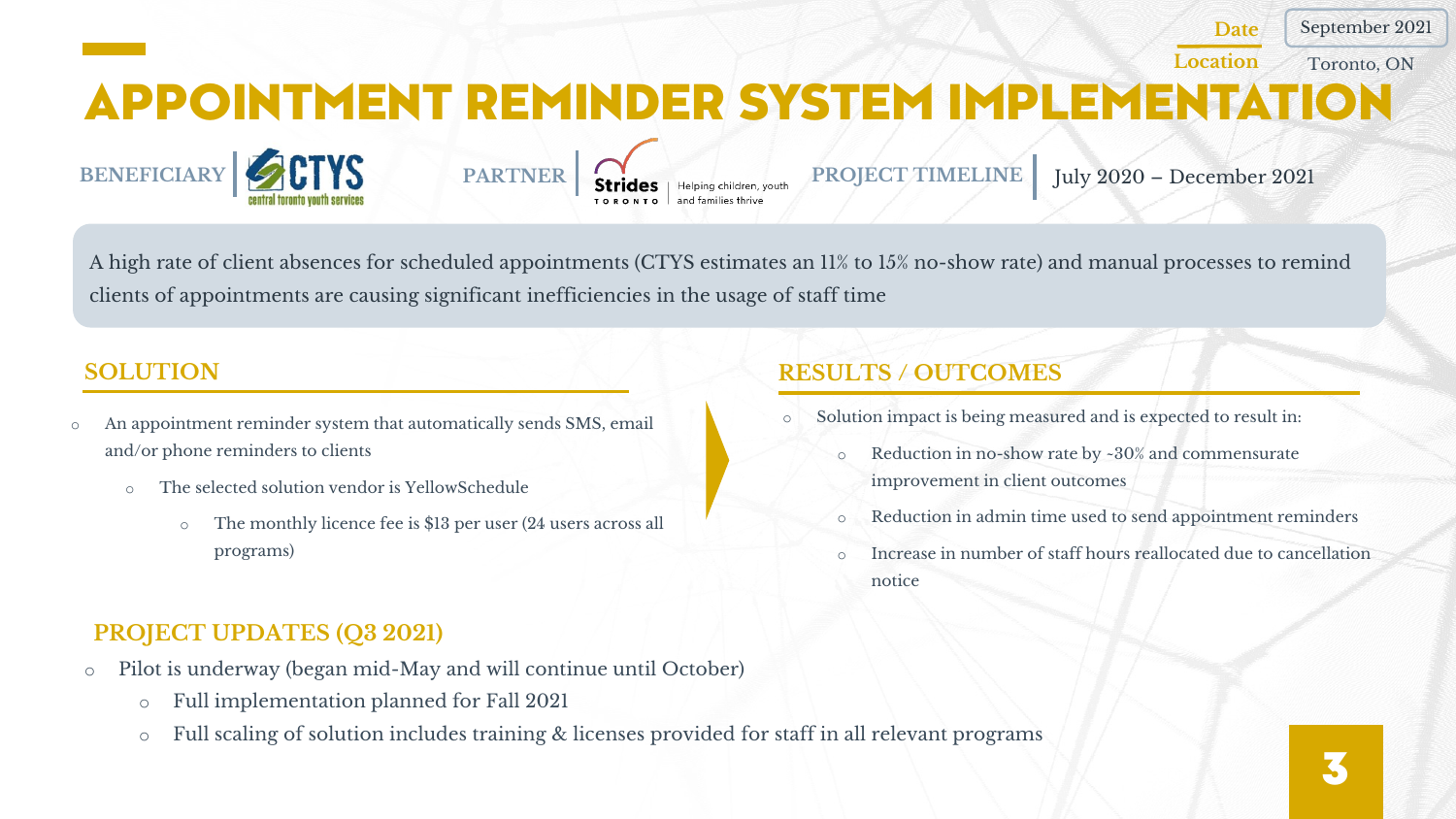**Date** September 2021

**Location** Toronto, ON

# APPOINTMENT REMINDER SYSTEM IMPLEMENTATION

**BENEFICIARY** CTYS central toronto youth services

**PARTNER** Strides TORONTO Helping children, youth and families thrive

**PROJECT TIMELINE** July 2020 – December 2021

A high rate of client absences for scheduled appointments (CTYS estimates an 11% to 15% no-show rate) and manual processes to remind clients of appointments are causing significant inefficiencies in the usage of staff time

## SOLUTION

- An appointment reminder system that automatically sends SMS, email and/or phone reminders to clients
  - The selected solution vendor is YellowSchedule
    - The monthly licence fee is $13 per user (24 users across all programs)

## RESULTS / OUTCOMES

- Solution impact is being measured and is expected to result in:
  - Reduction in no-show rate by ~30% and commensurate improvement in client outcomes
  - Reduction in admin time used to send appointment reminders
  - Increase in number of staff hours reallocated due to cancellation notice

## PROJECT UPDATES (Q3 2021)

- Pilot is underway (began mid-May and will continue until October)
  - Full implementation planned for Fall 2021
  - Full scaling of solution includes training & licenses provided for staff in all relevant programs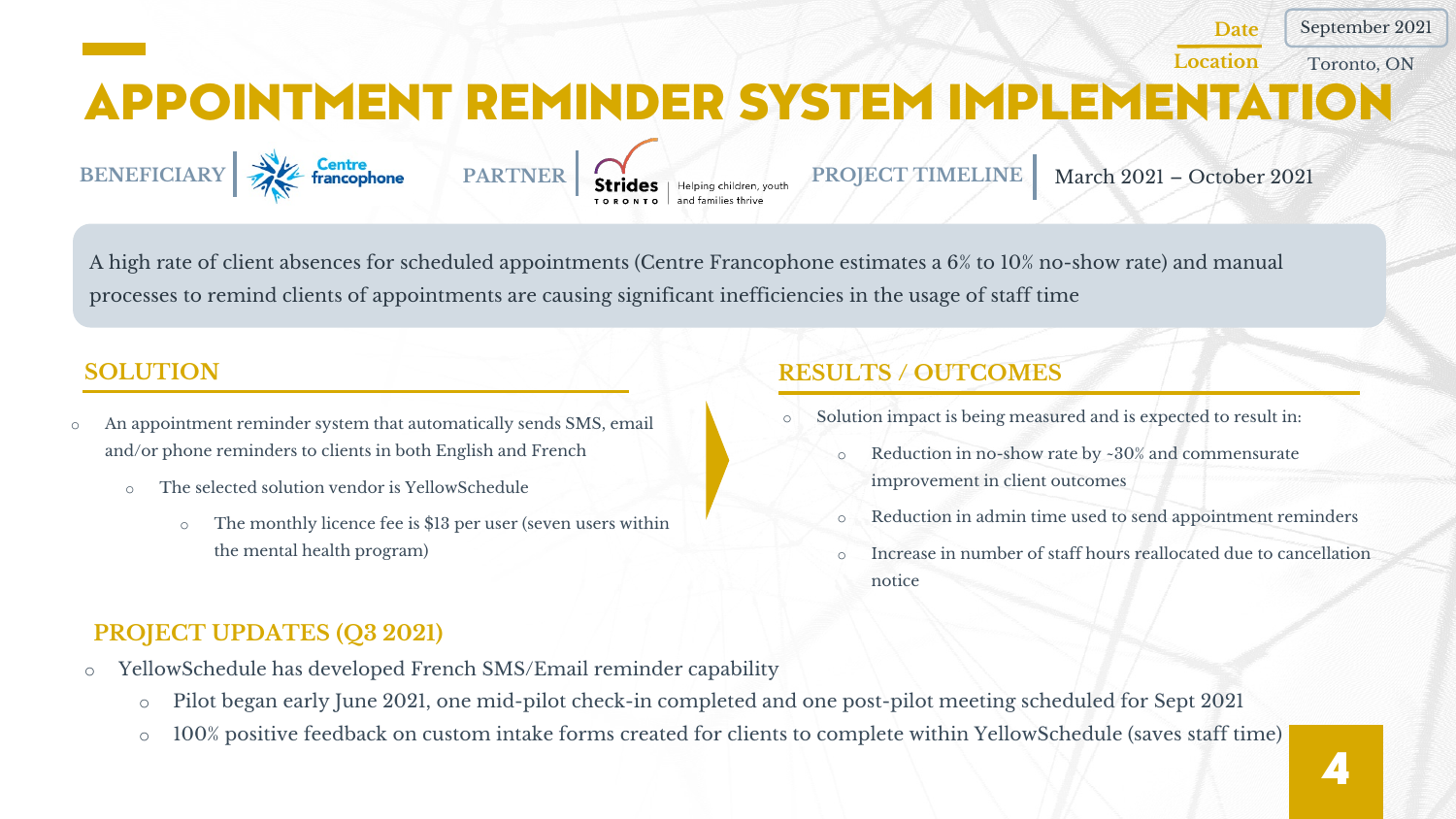Date: September 2021

Location: Toronto, ON

# APPOINTMENT REMINDER SYSTEM IMPLEMENTATION

**BENEFICIARY** | Centre francophone

**PARTNER** | Strides Toronto – Helping children, youth and families thrive

**PROJECT TIMELINE** | March 2021 – October 2021

A high rate of client absences for scheduled appointments (Centre Francophone estimates a 6% to 10% no-show rate) and manual processes to remind clients of appointments are causing significant inefficiencies in the usage of staff time

## SOLUTION

- An appointment reminder system that automatically sends SMS, email and/or phone reminders to clients in both English and French
  - The selected solution vendor is YellowSchedule
    - The monthly licence fee is $13 per user (seven users within the mental health program)

## RESULTS / OUTCOMES

- Solution impact is being measured and is expected to result in:
  - Reduction in no-show rate by ~30% and commensurate improvement in client outcomes
  - Reduction in admin time used to send appointment reminders
  - Increase in number of staff hours reallocated due to cancellation notice

## PROJECT UPDATES (Q3 2021)

- YellowSchedule has developed French SMS/Email reminder capability
  - Pilot began early June 2021, one mid-pilot check-in completed and one post-pilot meeting scheduled for Sept 2021
  - 100% positive feedback on custom intake forms created for clients to complete within YellowSchedule (saves staff time)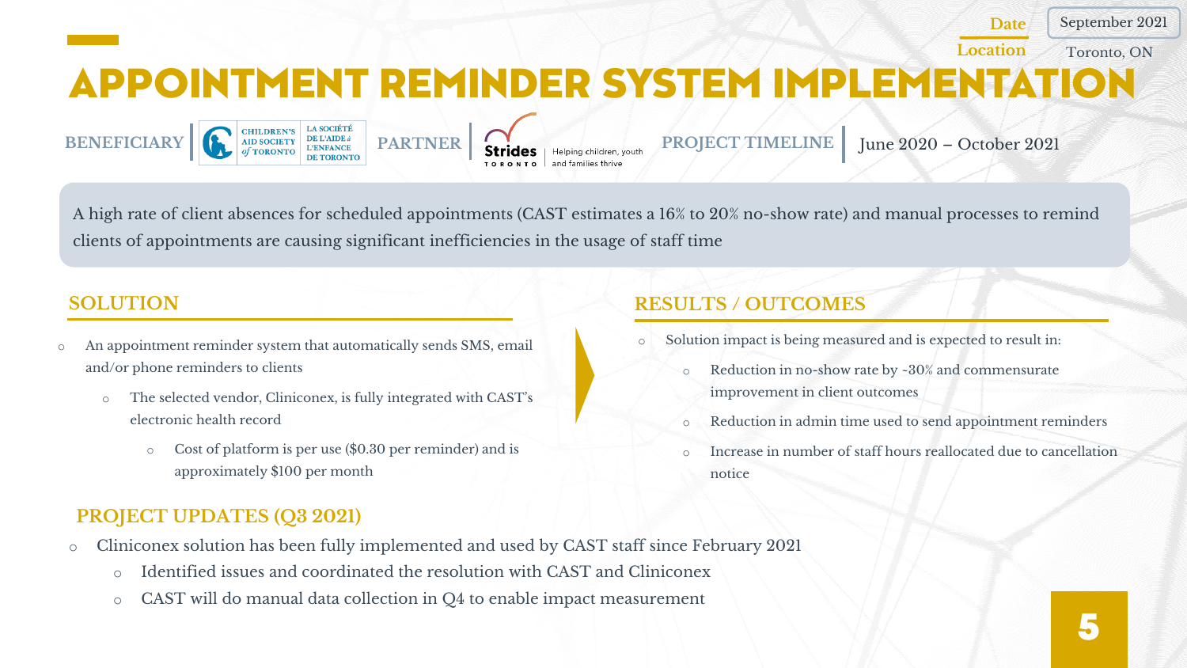Date: September 2021

Location: Toronto, ON

# APPOINTMENT REMINDER SYSTEM IMPLEMENTATION

**BENEFICIARY** Children's Aid Society of Toronto / La Société de l'aide à l'enfance de Toronto

**PARTNER** Strides Toronto – Helping children, youth and families thrive

**PROJECT TIMELINE** June 2020 – October 2021

A high rate of client absences for scheduled appointments (CAST estimates a 16% to 20% no-show rate) and manual processes to remind clients of appointments are causing significant inefficiencies in the usage of staff time

## SOLUTION

- An appointment reminder system that automatically sends SMS, email and/or phone reminders to clients
  - The selected vendor, Cliniconex, is fully integrated with CAST's electronic health record
    - Cost of platform is per use ($0.30 per reminder) and is approximately $100 per month

## RESULTS / OUTCOMES

- Solution impact is being measured and is expected to result in:
  - Reduction in no-show rate by ~30% and commensurate improvement in client outcomes
  - Reduction in admin time used to send appointment reminders
  - Increase in number of staff hours reallocated due to cancellation notice

## PROJECT UPDATES (Q3 2021)

- Cliniconex solution has been fully implemented and used by CAST staff since February 2021
  - Identified issues and coordinated the resolution with CAST and Cliniconex
  - CAST will do manual data collection in Q4 to enable impact measurement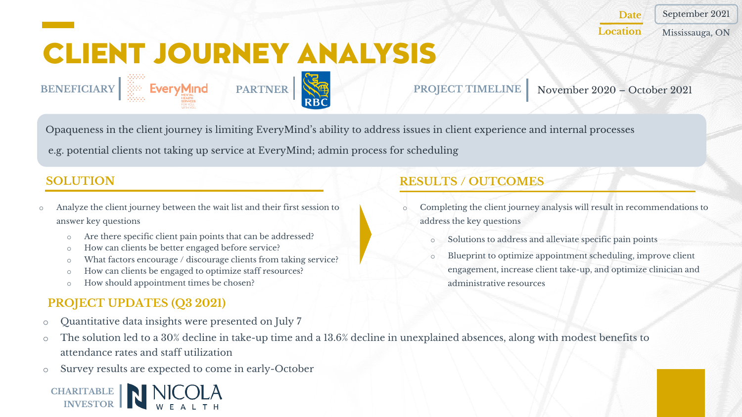Date September 2021

Location Mississauga, ON

# CLIENT JOURNEY ANALYSIS

BENEFICIARY | EveryMind MENTAL HEALTH SERVICES FOR YOU WITH YOU

PARTNER | RBC

PROJECT TIMELINE | November 2020 – October 2021

Opaqueness in the client journey is limiting EveryMind's ability to address issues in client experience and internal processes

e.g. potential clients not taking up service at EveryMind; admin process for scheduling

## SOLUTION

- Analyze the client journey between the wait list and their first session to answer key questions
  - Are there specific client pain points that can be addressed?
  - How can clients be better engaged before service?
  - What factors encourage / discourage clients from taking service?
  - How can clients be engaged to optimize staff resources?
  - How should appointment times be chosen?

## RESULTS / OUTCOMES

- Completing the client journey analysis will result in recommendations to address the key questions
  - Solutions to address and alleviate specific pain points
  - Blueprint to optimize appointment scheduling, improve client engagement, increase client take-up, and optimize clinician and administrative resources

## PROJECT UPDATES (Q3 2021)

- Quantitative data insights were presented on July 7
- The solution led to a 30% decline in take-up time and a 13.6% decline in unexplained absences, along with modest benefits to attendance rates and staff utilization
- Survey results are expected to come in early-October

CHARITABLE INVESTOR | NICOLA WEALTH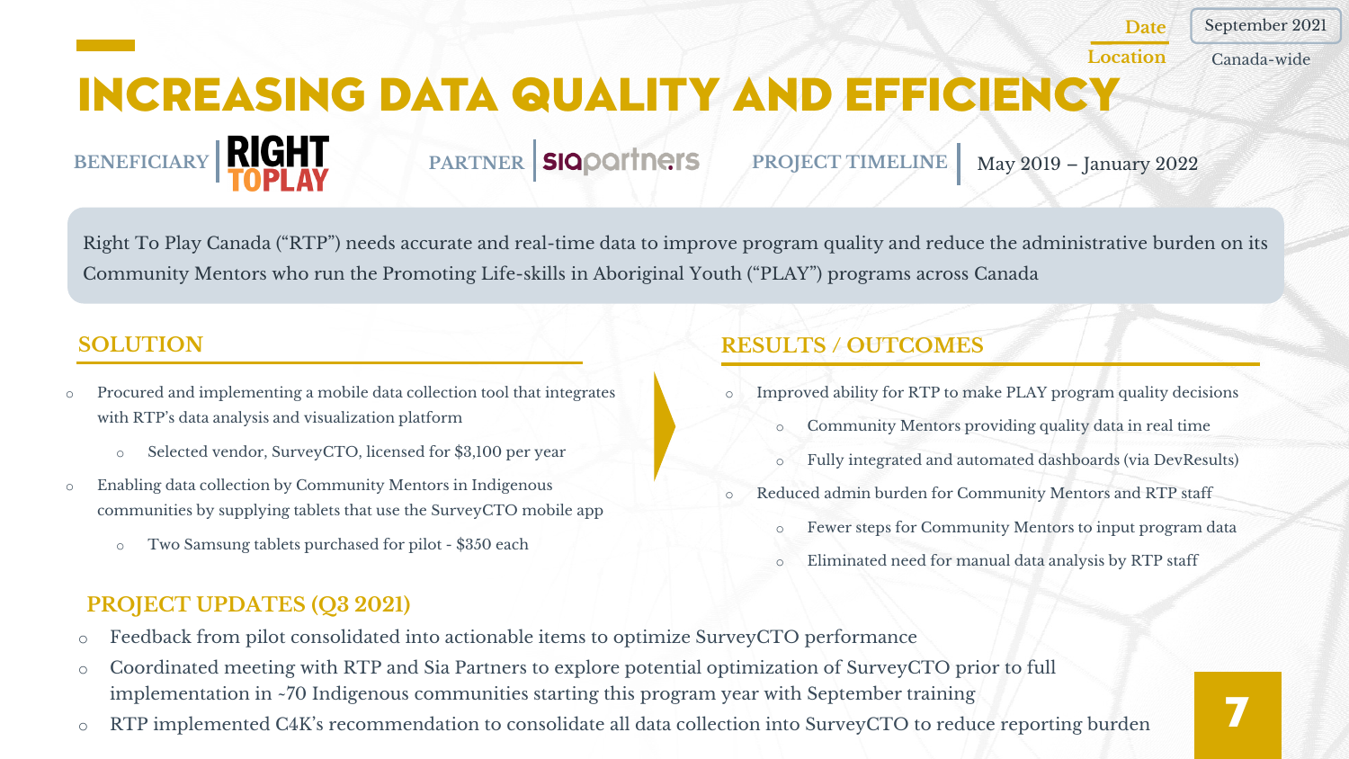Date: September 2021

Location: Canada-wide

# INCREASING DATA QUALITY AND EFFICIENCY

**BENEFICIARY** RIGHT TO PLAY **PARTNER** sia partners **PROJECT TIMELINE** May 2019 – January 2022

Right To Play Canada (“RTP”) needs accurate and real-time data to improve program quality and reduce the administrative burden on its Community Mentors who run the Promoting Life-skills in Aboriginal Youth (“PLAY”) programs across Canada

## SOLUTION

- Procured and implementing a mobile data collection tool that integrates with RTP’s data analysis and visualization platform
  - Selected vendor, SurveyCTO, licensed for $3,100 per year
- Enabling data collection by Community Mentors in Indigenous communities by supplying tablets that use the SurveyCTO mobile app
  - Two Samsung tablets purchased for pilot - $350 each

## RESULTS / OUTCOMES

- Improved ability for RTP to make PLAY program quality decisions
  - Community Mentors providing quality data in real time
  - Fully integrated and automated dashboards (via DevResults)
- Reduced admin burden for Community Mentors and RTP staff
  - Fewer steps for Community Mentors to input program data
  - Eliminated need for manual data analysis by RTP staff

## PROJECT UPDATES (Q3 2021)

- Feedback from pilot consolidated into actionable items to optimize SurveyCTO performance
- Coordinated meeting with RTP and Sia Partners to explore potential optimization of SurveyCTO prior to full implementation in ~70 Indigenous communities starting this program year with September training
- RTP implemented C4K’s recommendation to consolidate all data collection into SurveyCTO to reduce reporting burden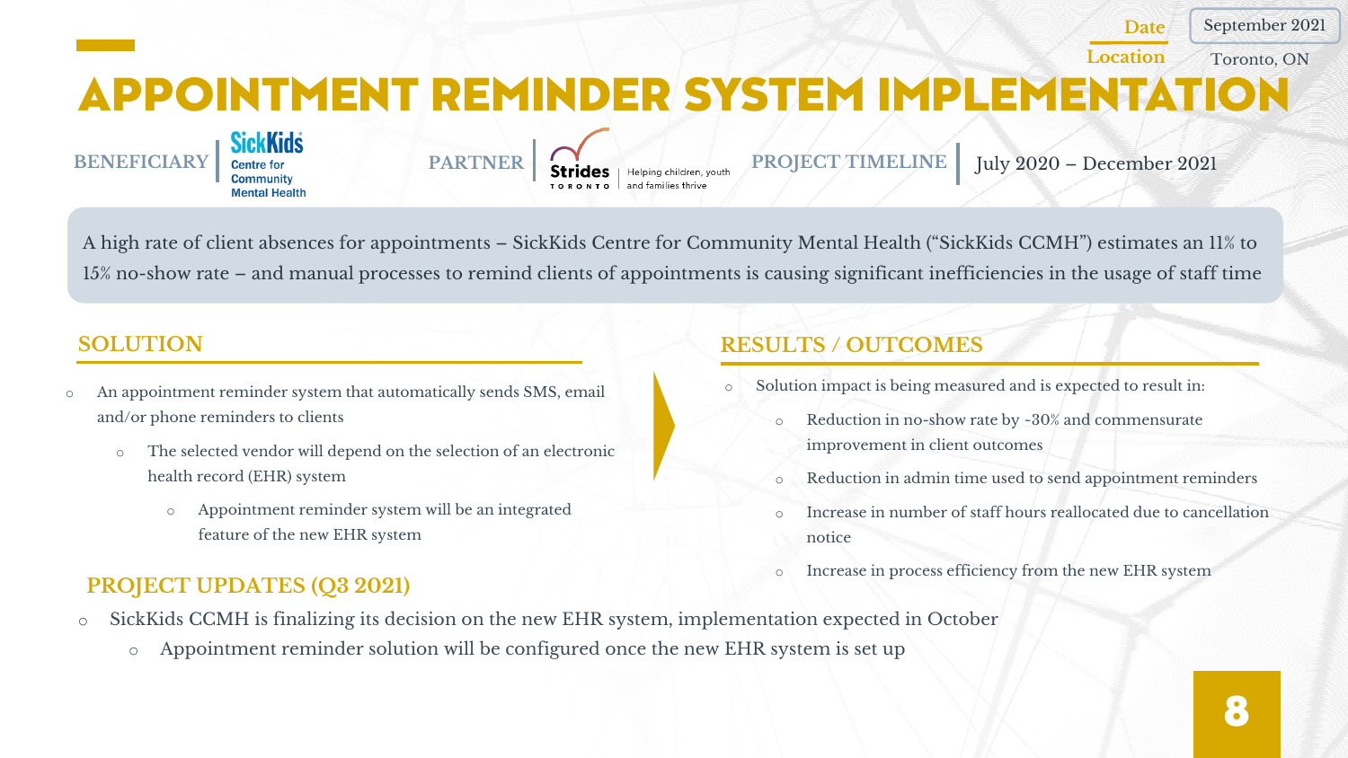Date: September 2021

Location: Toronto, ON

# APPOINTMENT REMINDER SYSTEM IMPLEMENTATION

**BENEFICIARY** SickKids Centre for Community Mental Health

**PARTNER** Strides Toronto – Helping children, youth and families thrive

**PROJECT TIMELINE** July 2020 – December 2021

A high rate of client absences for appointments – SickKids Centre for Community Mental Health ("SickKids CCMH") estimates an 11% to 15% no-show rate – and manual processes to remind clients of appointments is causing significant inefficiencies in the usage of staff time

## SOLUTION

- An appointment reminder system that automatically sends SMS, email and/or phone reminders to clients
  - The selected vendor will depend on the selection of an electronic health record (EHR) system
    - Appointment reminder system will be an integrated feature of the new EHR system

## RESULTS / OUTCOMES

- Solution impact is being measured and is expected to result in:
  - Reduction in no-show rate by ~30% and commensurate improvement in client outcomes
  - Reduction in admin time used to send appointment reminders
  - Increase in number of staff hours reallocated due to cancellation notice
  - Increase in process efficiency from the new EHR system

## PROJECT UPDATES (Q3 2021)

- SickKids CCMH is finalizing its decision on the new EHR system, implementation expected in October
  - Appointment reminder solution will be configured once the new EHR system is set up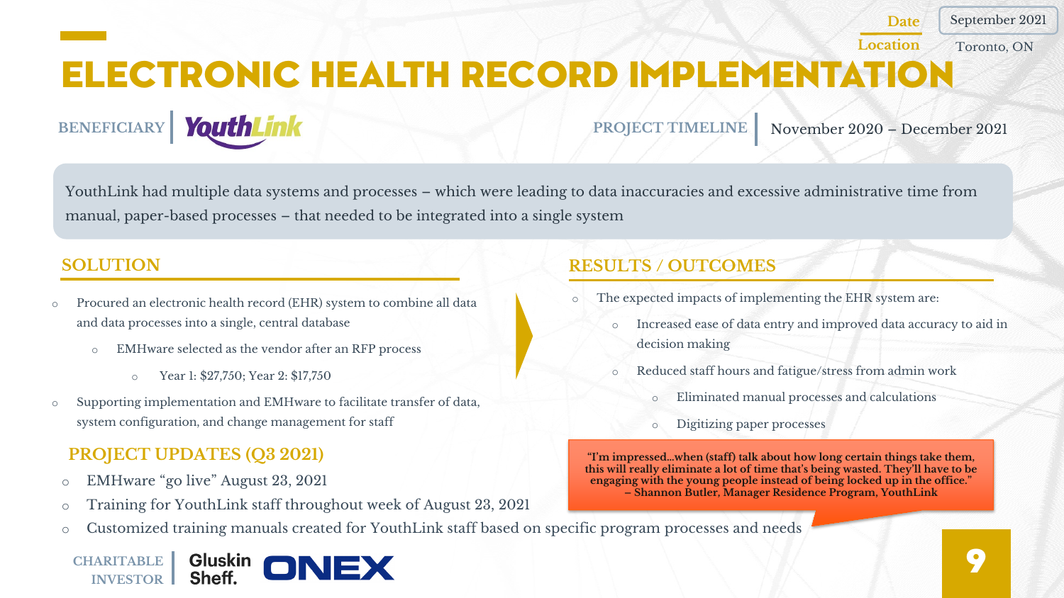Date: September 2021

Location: Toronto, ON

# ELECTRONIC HEALTH RECORD IMPLEMENTATION

**BENEFICIARY** YouthLink

**PROJECT TIMELINE** November 2020 – December 2021

YouthLink had multiple data systems and processes – which were leading to data inaccuracies and excessive administrative time from manual, paper-based processes – that needed to be integrated into a single system

## SOLUTION

- Procured an electronic health record (EHR) system to combine all data and data processes into a single, central database
  - EMHware selected as the vendor after an RFP process
    - Year 1: $27,750; Year 2: $17,750
- Supporting implementation and EMHware to facilitate transfer of data, system configuration, and change management for staff

## PROJECT UPDATES (Q3 2021)

- EMHware "go live" August 23, 2021
- Training for YouthLink staff throughout week of August 23, 2021
- Customized training manuals created for YouthLink staff based on specific program processes and needs

## RESULTS / OUTCOMES

- The expected impacts of implementing the EHR system are:
  - Increased ease of data entry and improved data accuracy to aid in decision making
  - Reduced staff hours and fatigue/stress from admin work
    - Eliminated manual processes and calculations
    - Digitizing paper processes

**"I'm impressed…when (staff) talk about how long certain things take them, this will really eliminate a lot of time that's being wasted. They'll have to be engaging with the young people instead of being locked up in the office." – Shannon Butler, Manager Residence Program, YouthLink**

**CHARITABLE INVESTOR** Gluskin Sheff. ONEX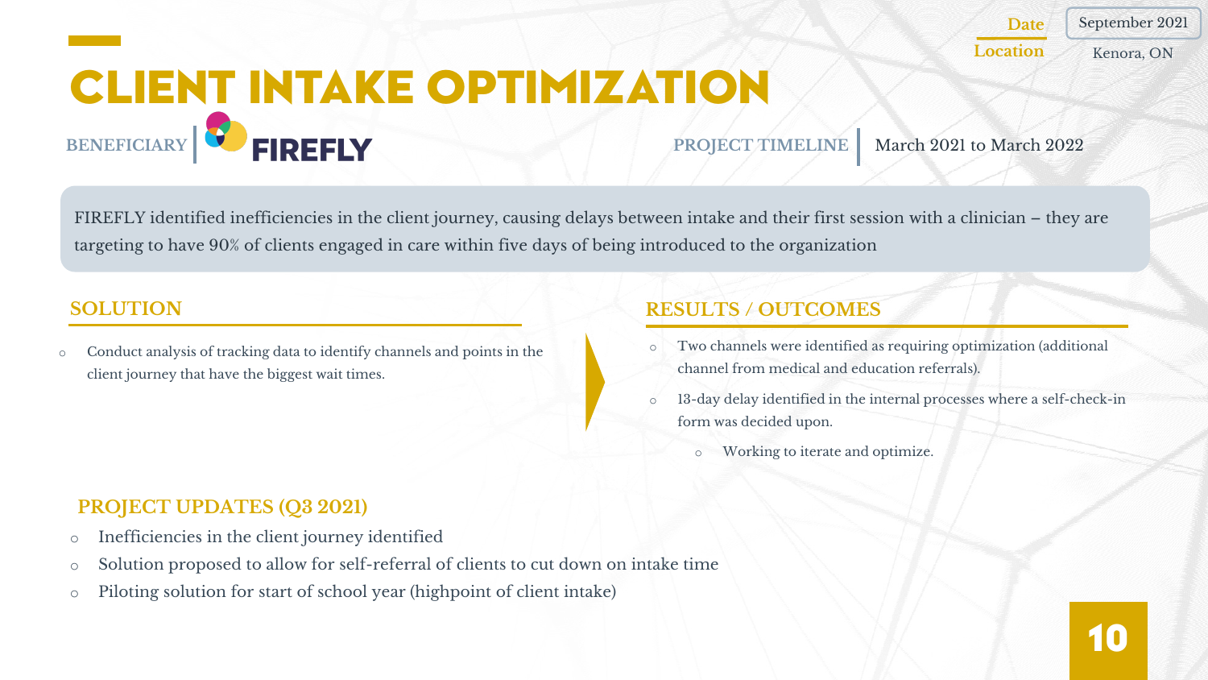# CLIENT INTAKE OPTIMIZATION

**Date:** September 2021
**Location:** Kenora, ON

**BENEFICIARY** | FIREFLY

**PROJECT TIMELINE** | March 2021 to March 2022

FIREFLY identified inefficiencies in the client journey, causing delays between intake and their first session with a clinician – they are targeting to have 90% of clients engaged in care within five days of being introduced to the organization

## SOLUTION

- Conduct analysis of tracking data to identify channels and points in the client journey that have the biggest wait times.

## RESULTS / OUTCOMES

- Two channels were identified as requiring optimization (additional channel from medical and education referrals).
- 13-day delay identified in the internal processes where a self-check-in form was decided upon.
  - Working to iterate and optimize.

## PROJECT UPDATES (Q3 2021)

- Inefficiencies in the client journey identified
- Solution proposed to allow for self-referral of clients to cut down on intake time
- Piloting solution for start of school year (highpoint of client intake)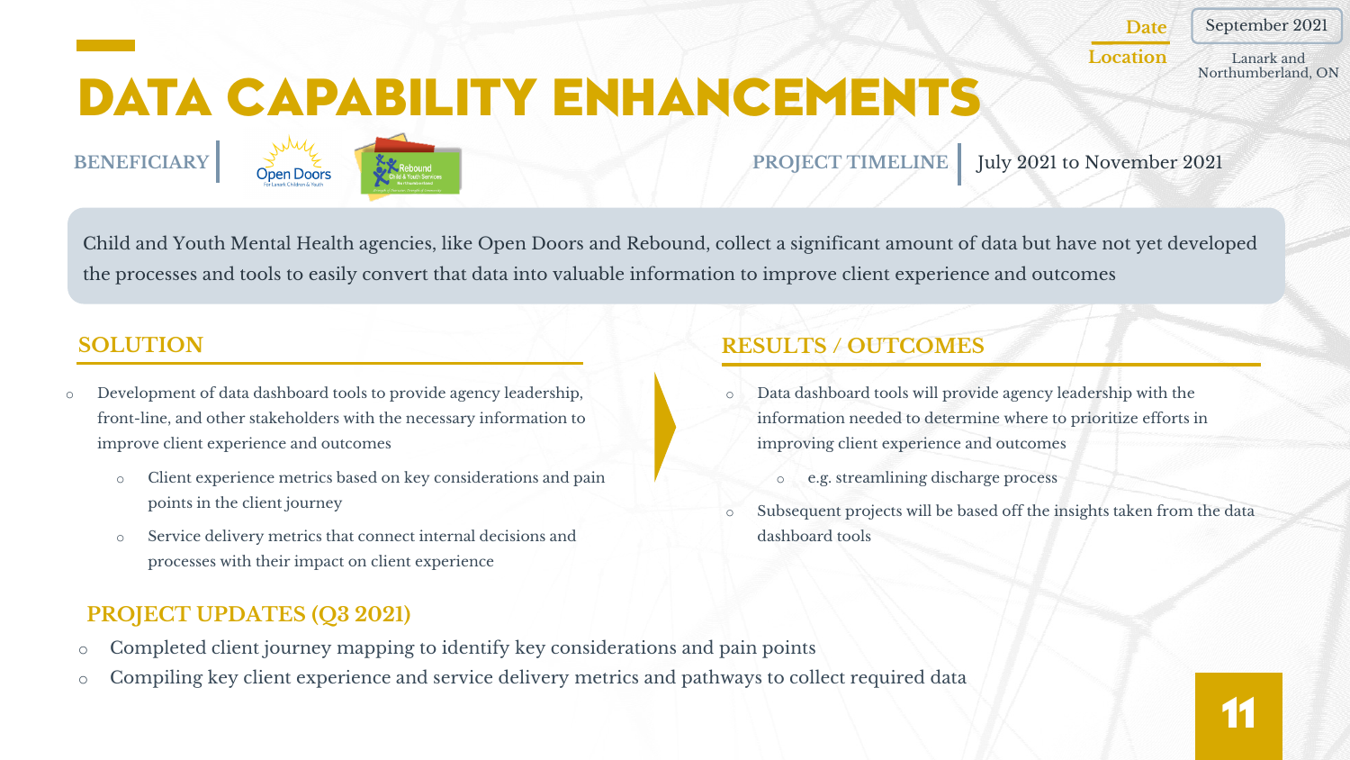# DATA CAPABILITY ENHANCEMENTS

**Date** September 2021

**Location** Lanark and Northumberland, ON

**BENEFICIARY** Open Doors for Lanark Children & Youth; Rebound Child & Youth Services Northumberland

**PROJECT TIMELINE** July 2021 to November 2021

Child and Youth Mental Health agencies, like Open Doors and Rebound, collect a significant amount of data but have not yet developed the processes and tools to easily convert that data into valuable information to improve client experience and outcomes

## SOLUTION

- Development of data dashboard tools to provide agency leadership, front-line, and other stakeholders with the necessary information to improve client experience and outcomes
  - Client experience metrics based on key considerations and pain points in the client journey
  - Service delivery metrics that connect internal decisions and processes with their impact on client experience

## RESULTS / OUTCOMES

- Data dashboard tools will provide agency leadership with the information needed to determine where to prioritize efforts in improving client experience and outcomes
  - e.g. streamlining discharge process
- Subsequent projects will be based off the insights taken from the data dashboard tools

## PROJECT UPDATES (Q3 2021)

- Completed client journey mapping to identify key considerations and pain points
- Compiling key client experience and service delivery metrics and pathways to collect required data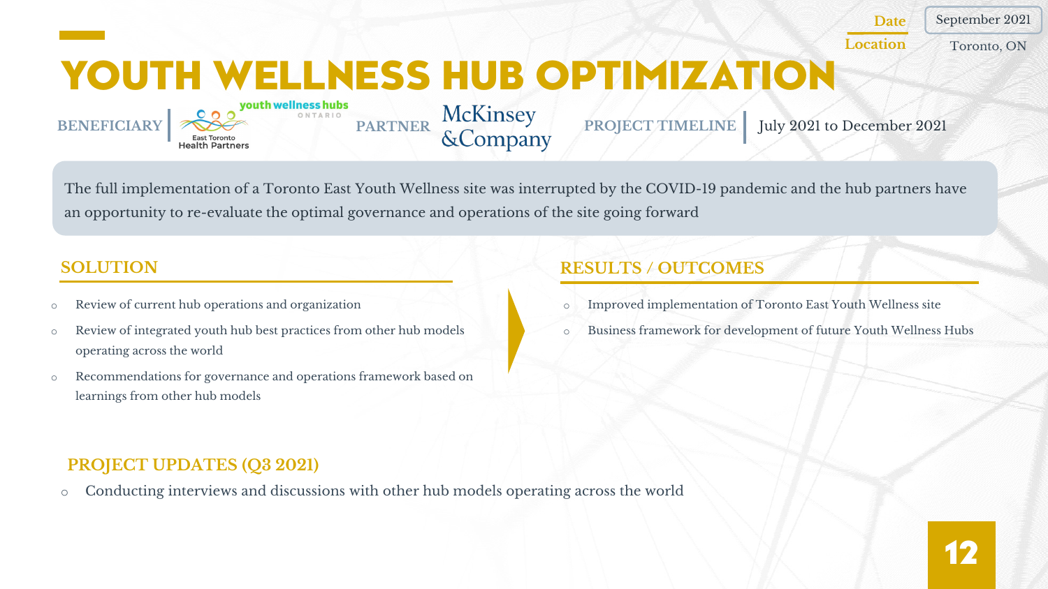Date: September 2021

Location: Toronto, ON

# YOUTH WELLNESS HUB OPTIMIZATION

**BENEFICIARY** | youth wellness hubs ONTARIO — East Toronto Health Partners

**PARTNER** | McKinsey & Company

**PROJECT TIMELINE** | July 2021 to December 2021

The full implementation of a Toronto East Youth Wellness site was interrupted by the COVID-19 pandemic and the hub partners have an opportunity to re-evaluate the optimal governance and operations of the site going forward

## SOLUTION

- Review of current hub operations and organization
- Review of integrated youth hub best practices from other hub models operating across the world
- Recommendations for governance and operations framework based on learnings from other hub models

## RESULTS / OUTCOMES

- Improved implementation of Toronto East Youth Wellness site
- Business framework for development of future Youth Wellness Hubs

## PROJECT UPDATES (Q3 2021)

- Conducting interviews and discussions with other hub models operating across the world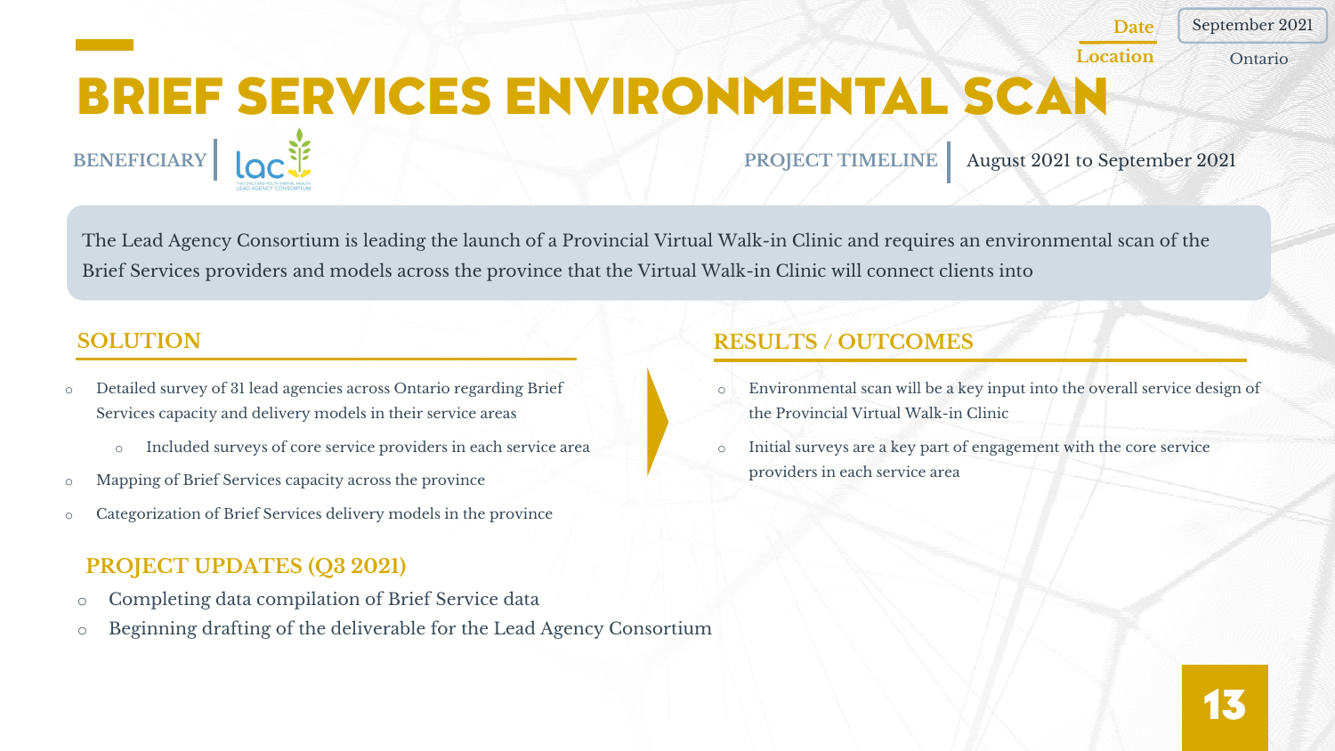# BRIEF SERVICES ENVIRONMENTAL SCAN

**Date** September 2021

**Location** Ontario

**BENEFICIARY** | lac — The Child and Youth Mental Health Lead Agency Consortium

**PROJECT TIMELINE** | August 2021 to September 2021

The Lead Agency Consortium is leading the launch of a Provincial Virtual Walk-in Clinic and requires an environmental scan of the Brief Services providers and models across the province that the Virtual Walk-in Clinic will connect clients into

## SOLUTION

- Detailed survey of 31 lead agencies across Ontario regarding Brief Services capacity and delivery models in their service areas
  - Included surveys of core service providers in each service area
- Mapping of Brief Services capacity across the province
- Categorization of Brief Services delivery models in the province

## RESULTS / OUTCOMES

- Environmental scan will be a key input into the overall service design of the Provincial Virtual Walk-in Clinic
- Initial surveys are a key part of engagement with the core service providers in each service area

## PROJECT UPDATES (Q3 2021)

- Completing data compilation of Brief Service data
- Beginning drafting of the deliverable for the Lead Agency Consortium